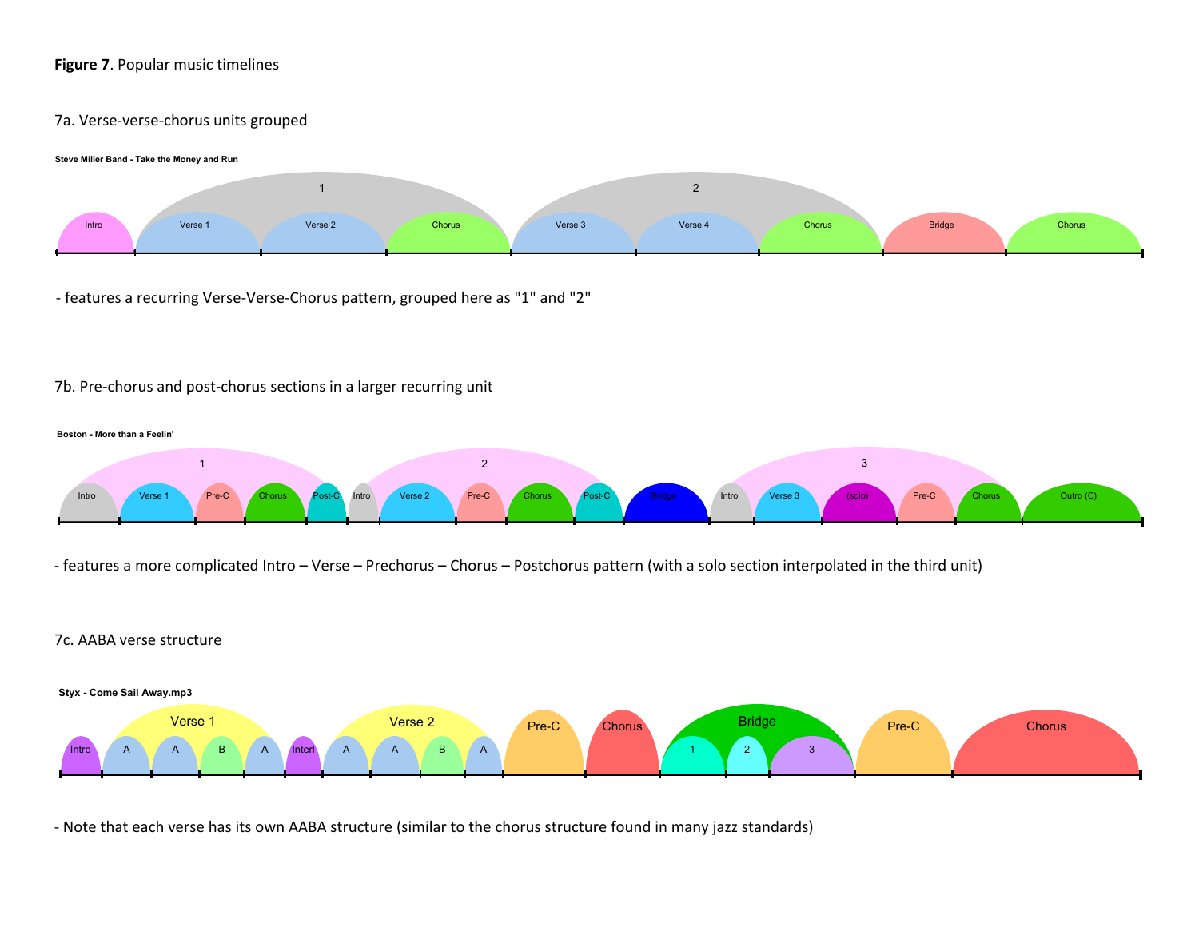**Figure 7**. Popular music timelines

7a. Verse-verse-chorus units grouped

**Steve Miller Band - Take the Money and Run**

Intro | 1: [Verse 1 | Verse 2 | Chorus] | 2: [Verse 3 | Verse 4 | Chorus] | Bridge | Chorus

- features a recurring Verse-Verse-Chorus pattern, grouped here as "1" and "2"

7b. Pre-chorus and post-chorus sections in a larger recurring unit

**Boston - More than a Feelin'**

1: [Intro | Verse 1 | Pre-C | Chorus | Post-C] | 2: [Intro | Verse 2 | Pre-C | Chorus | Post-C] | Bridge | 3: [Intro | Verse 3 | (solo) | Pre-C | Chorus] | Outro (C)

- features a more complicated Intro – Verse – Prechorus – Chorus – Postchorus pattern (with a solo section interpolated in the third unit)

7c. AABA verse structure

**Styx - Come Sail Away.mp3**

Intro | Verse 1: [A | A | B | A] | Interl | Verse 2: [A | A | B | A] | Pre-C | Chorus | Bridge: [1 | 2 | 3] | Pre-C | Chorus

- Note that each verse has its own AABA structure (similar to the chorus structure found in many jazz standards)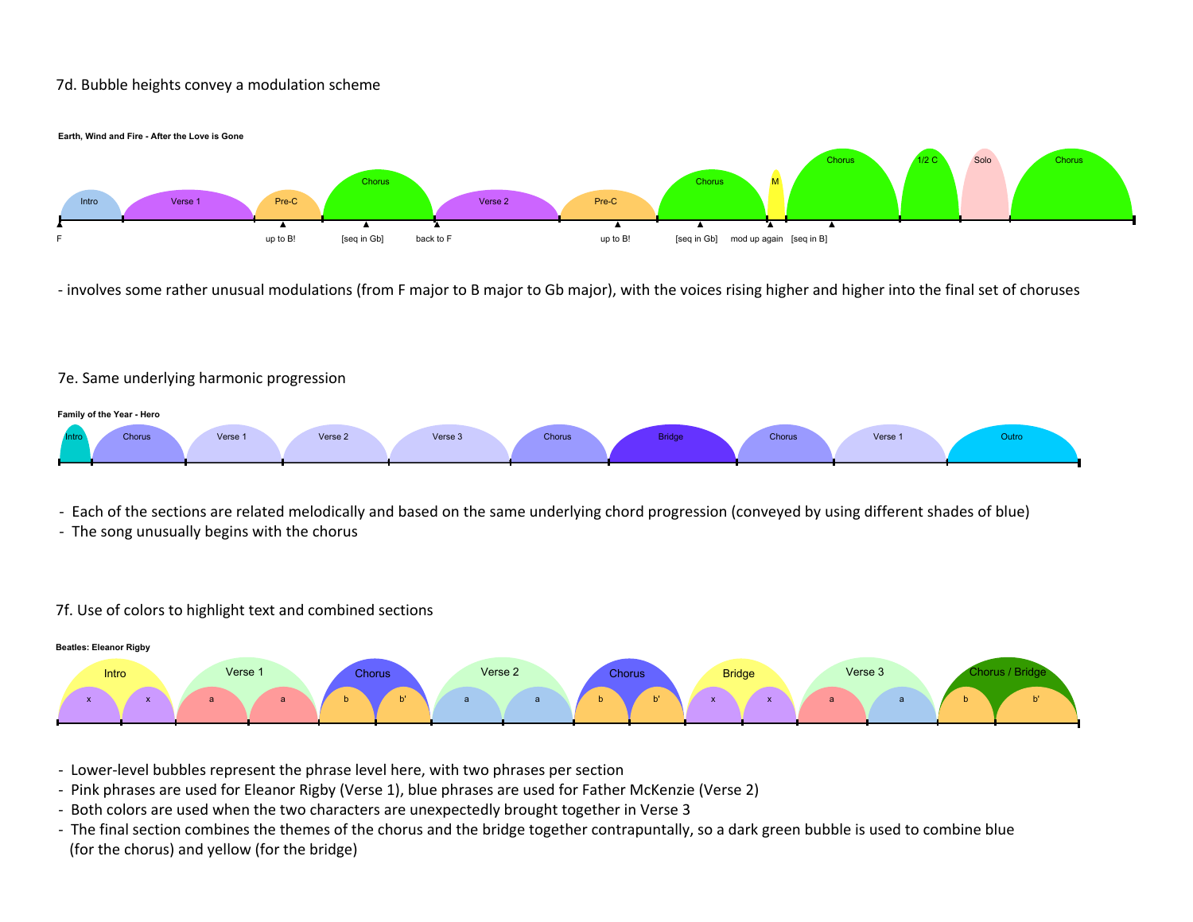7d. Bubble heights convey a modulation scheme

**Earth, Wind and Fire - After the Love is Gone**

Intro | Verse 1 | Pre-C | Chorus | Verse 2 | Pre-C | Chorus | M | Chorus | 1/2 C | Solo | Chorus

F | up to B! | [seq in Gb] | back to F | up to B! | [seq in Gb] | mod up again | [seq in B]

- involves some rather unusual modulations (from F major to B major to Gb major), with the voices rising higher and higher into the final set of choruses

7e. Same underlying harmonic progression

**Family of the Year - Hero**

Intro | Chorus | Verse 1 | Verse 2 | Verse 3 | Chorus | Bridge | Chorus | Verse 1 | Outro

- Each of the sections are related melodically and based on the same underlying chord progression (conveyed by using different shades of blue)
- The song unusually begins with the chorus

7f. Use of colors to highlight text and combined sections

**Beatles: Eleanor Rigby**

Intro (x, x) | Verse 1 (a, a) | Chorus (b, b') | Verse 2 (a, a) | Chorus (b, b') | Bridge (x, x) | Verse 3 (a, a) | Chorus / Bridge (b, b')

- Lower-level bubbles represent the phrase level here, with two phrases per section
- Pink phrases are used for Eleanor Rigby (Verse 1), blue phrases are used for Father McKenzie (Verse 2)
- Both colors are used when the two characters are unexpectedly brought together in Verse 3
- The final section combines the themes of the chorus and the bridge together contrapuntally, so a dark green bubble is used to combine blue (for the chorus) and yellow (for the bridge)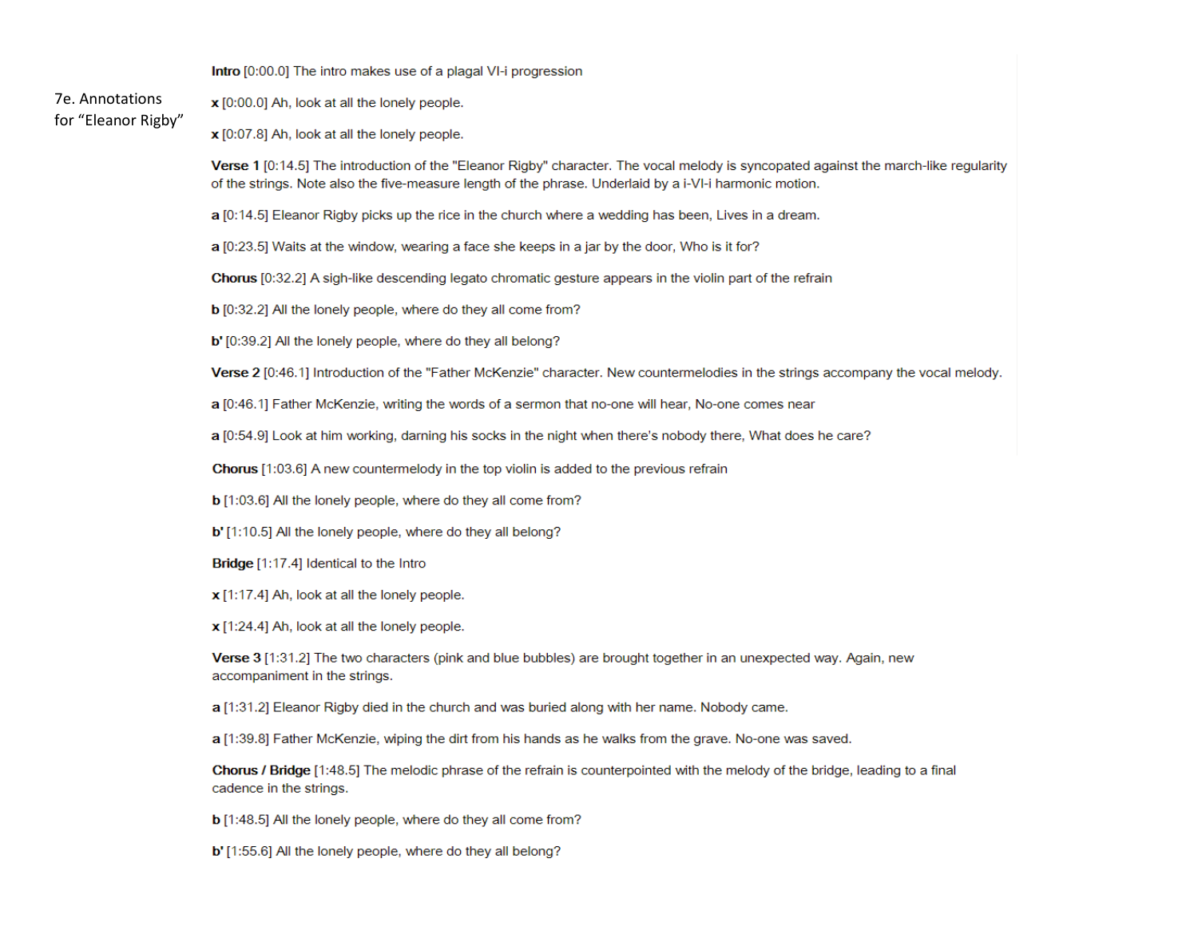## 7e. Annotations for “Eleanor Rigby”

**Intro** [0:00.0] The intro makes use of a plagal VI-i progression

**x** [0:00.0] Ah, look at all the lonely people.

**x** [0:07.8] Ah, look at all the lonely people.

**Verse 1** [0:14.5] The introduction of the "Eleanor Rigby" character. The vocal melody is syncopated against the march-like regularity of the strings. Note also the five-measure length of the phrase. Underlaid by a i-VI-i harmonic motion.

**a** [0:14.5] Eleanor Rigby picks up the rice in the church where a wedding has been, Lives in a dream.

**a** [0:23.5] Waits at the window, wearing a face she keeps in a jar by the door, Who is it for?

**Chorus** [0:32.2] A sigh-like descending legato chromatic gesture appears in the violin part of the refrain

**b** [0:32.2] All the lonely people, where do they all come from?

**b'** [0:39.2] All the lonely people, where do they all belong?

**Verse 2** [0:46.1] Introduction of the "Father McKenzie" character. New countermelodies in the strings accompany the vocal melody.

**a** [0:46.1] Father McKenzie, writing the words of a sermon that no-one will hear, No-one comes near

**a** [0:54.9] Look at him working, darning his socks in the night when there's nobody there, What does he care?

**Chorus** [1:03.6] A new countermelody in the top violin is added to the previous refrain

**b** [1:03.6] All the lonely people, where do they all come from?

**b'** [1:10.5] All the lonely people, where do they all belong?

**Bridge** [1:17.4] Identical to the Intro

**x** [1:17.4] Ah, look at all the lonely people.

**x** [1:24.4] Ah, look at all the lonely people.

**Verse 3** [1:31.2] The two characters (pink and blue bubbles) are brought together in an unexpected way. Again, new accompaniment in the strings.

**a** [1:31.2] Eleanor Rigby died in the church and was buried along with her name. Nobody came.

**a** [1:39.8] Father McKenzie, wiping the dirt from his hands as he walks from the grave. No-one was saved.

**Chorus / Bridge** [1:48.5] The melodic phrase of the refrain is counterpointed with the melody of the bridge, leading to a final cadence in the strings.

**b** [1:48.5] All the lonely people, where do they all come from?

**b'** [1:55.6] All the lonely people, where do they all belong?